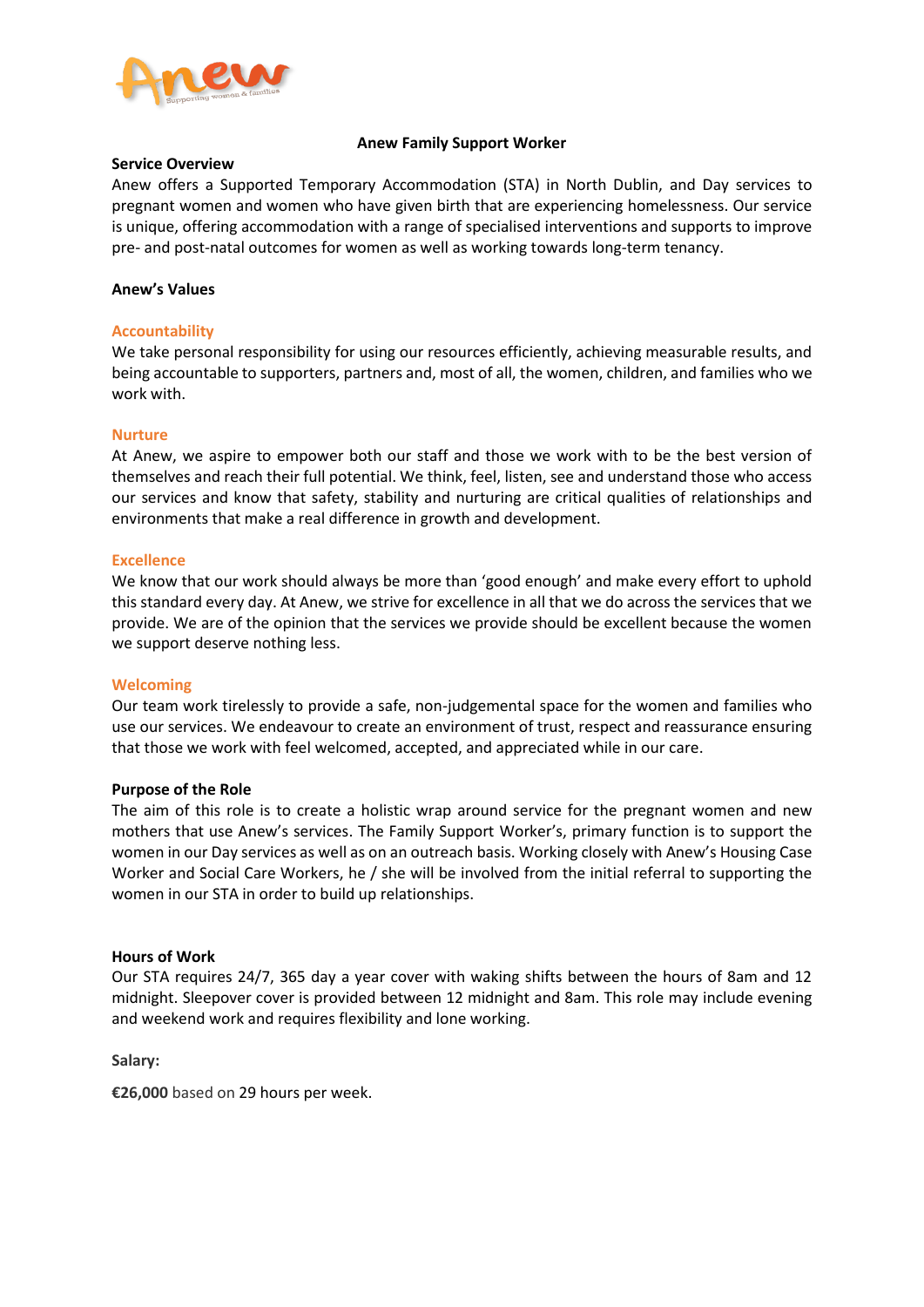# Anew Family Support Worker

## Service Overview

Anew offers a Supported Temporary Accommodation (STA) in North Dublin, and Day services to pregnant women and women who have given birth that are experiencing homelessness. Our service is unique, offering accommodation with a range of specialised interventions and supports to improve pre- and post-natal outcomes for women as well as working towards long-term tenancy.

## Anew's Values

### Accountability

We take personal responsibility for using our resources efficiently, achieving measurable results, and being accountable to supporters, partners and, most of all, the women, children, and families who we work with.

### Nurture

At Anew, we aspire to empower both our staff and those we work with to be the best version of themselves and reach their full potential. We think, feel, listen, see and understand those who access our services and know that safety, stability and nurturing are critical qualities of relationships and environments that make a real difference in growth and development.

### Excellence

We know that our work should always be more than 'good enough' and make every effort to uphold this standard every day. At Anew, we strive for excellence in all that we do across the services that we provide. We are of the opinion that the services we provide should be excellent because the women we support deserve nothing less.

### Welcoming

Our team work tirelessly to provide a safe, non-judgemental space for the women and families who use our services. We endeavour to create an environment of trust, respect and reassurance ensuring that those we work with feel welcomed, accepted, and appreciated while in our care.

## Purpose of the Role

The aim of this role is to create a holistic wrap around service for the pregnant women and new mothers that use Anew's services. The Family Support Worker's, primary function is to support the women in our Day services as well as on an outreach basis. Working closely with Anew's Housing Case Worker and Social Care Workers, he / she will be involved from the initial referral to supporting the women in our STA in order to build up relationships.

## Hours of Work

Our STA requires 24/7, 365 day a year cover with waking shifts between the hours of 8am and 12 midnight. Sleepover cover is provided between 12 midnight and 8am. This role may include evening and weekend work and requires flexibility and lone working.

**Salary:**

**€26,000** based on 29 hours per week.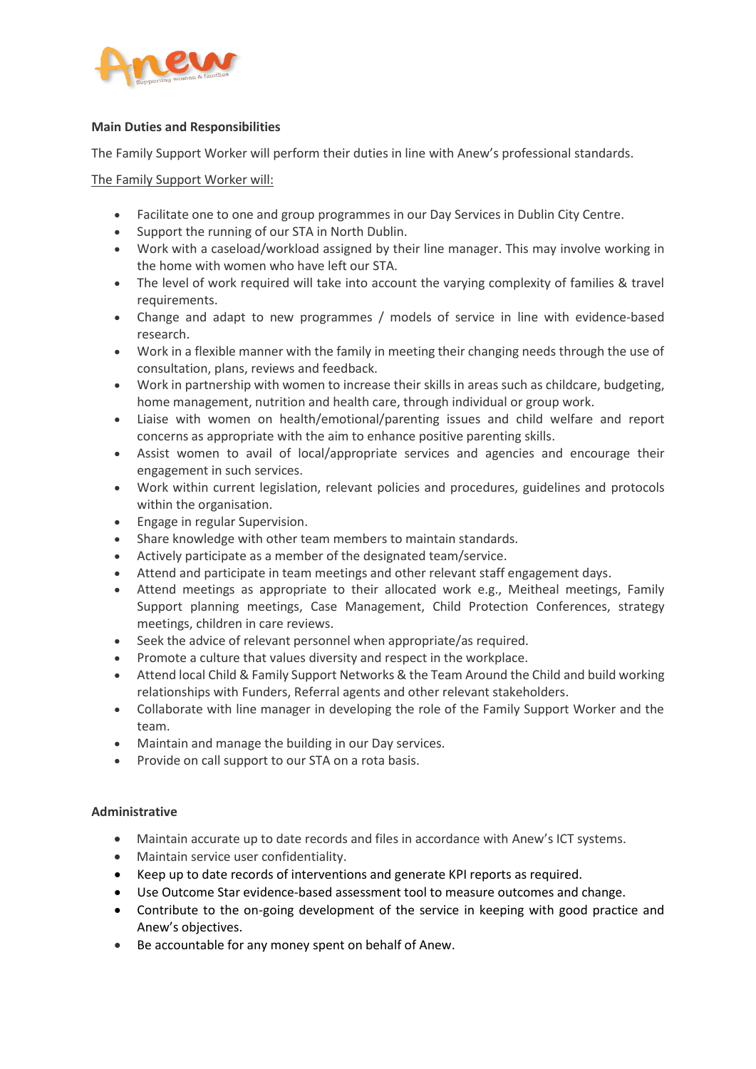**Main Duties and Responsibilities**

The Family Support Worker will perform their duties in line with Anew's professional standards.

The Family Support Worker will:

- Facilitate one to one and group programmes in our Day Services in Dublin City Centre.
- Support the running of our STA in North Dublin.
- Work with a caseload/workload assigned by their line manager. This may involve working in the home with women who have left our STA.
- The level of work required will take into account the varying complexity of families & travel requirements.
- Change and adapt to new programmes / models of service in line with evidence-based research.
- Work in a flexible manner with the family in meeting their changing needs through the use of consultation, plans, reviews and feedback.
- Work in partnership with women to increase their skills in areas such as childcare, budgeting, home management, nutrition and health care, through individual or group work.
- Liaise with women on health/emotional/parenting issues and child welfare and report concerns as appropriate with the aim to enhance positive parenting skills.
- Assist women to avail of local/appropriate services and agencies and encourage their engagement in such services.
- Work within current legislation, relevant policies and procedures, guidelines and protocols within the organisation.
- Engage in regular Supervision.
- Share knowledge with other team members to maintain standards.
- Actively participate as a member of the designated team/service.
- Attend and participate in team meetings and other relevant staff engagement days.
- Attend meetings as appropriate to their allocated work e.g., Meitheal meetings, Family Support planning meetings, Case Management, Child Protection Conferences, strategy meetings, children in care reviews.
- Seek the advice of relevant personnel when appropriate/as required.
- Promote a culture that values diversity and respect in the workplace.
- Attend local Child & Family Support Networks & the Team Around the Child and build working relationships with Funders, Referral agents and other relevant stakeholders.
- Collaborate with line manager in developing the role of the Family Support Worker and the team.
- Maintain and manage the building in our Day services.
- Provide on call support to our STA on a rota basis.

**Administrative**

- Maintain accurate up to date records and files in accordance with Anew's ICT systems.
- Maintain service user confidentiality.
- Keep up to date records of interventions and generate KPI reports as required.
- Use Outcome Star evidence-based assessment tool to measure outcomes and change.
- Contribute to the on-going development of the service in keeping with good practice and Anew's objectives.
- Be accountable for any money spent on behalf of Anew.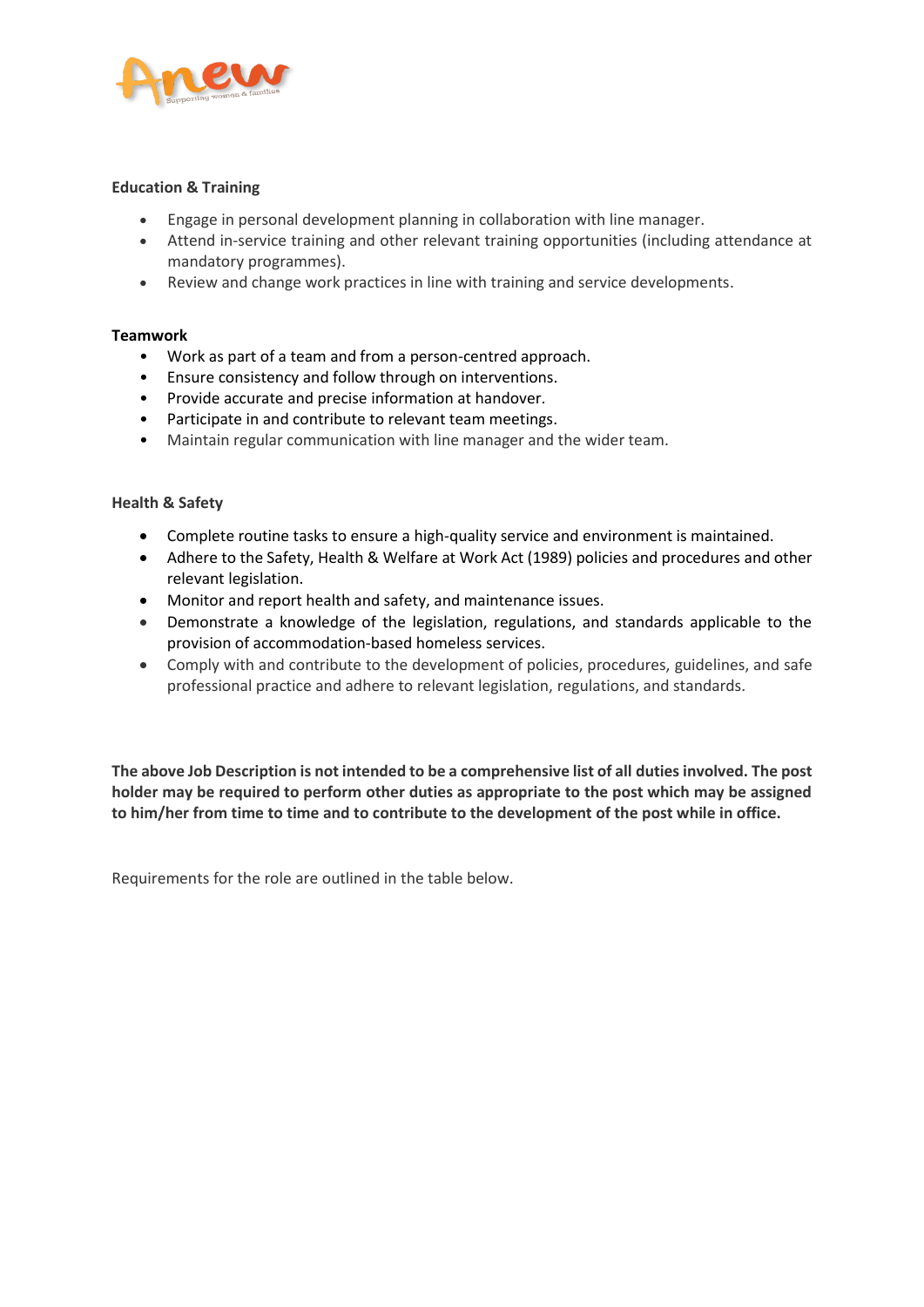**Education & Training**

- Engage in personal development planning in collaboration with line manager.
- Attend in-service training and other relevant training opportunities (including attendance at mandatory programmes).
- Review and change work practices in line with training and service developments.

**Teamwork**

- Work as part of a team and from a person-centred approach.
- Ensure consistency and follow through on interventions.
- Provide accurate and precise information at handover.
- Participate in and contribute to relevant team meetings.
- Maintain regular communication with line manager and the wider team.

**Health & Safety**

- Complete routine tasks to ensure a high-quality service and environment is maintained.
- Adhere to the Safety, Health & Welfare at Work Act (1989) policies and procedures and other relevant legislation.
- Monitor and report health and safety, and maintenance issues.
- Demonstrate a knowledge of the legislation, regulations, and standards applicable to the provision of accommodation-based homeless services.
- Comply with and contribute to the development of policies, procedures, guidelines, and safe professional practice and adhere to relevant legislation, regulations, and standards.

**The above Job Description is not intended to be a comprehensive list of all duties involved. The post holder may be required to perform other duties as appropriate to the post which may be assigned to him/her from time to time and to contribute to the development of the post while in office.**

Requirements for the role are outlined in the table below.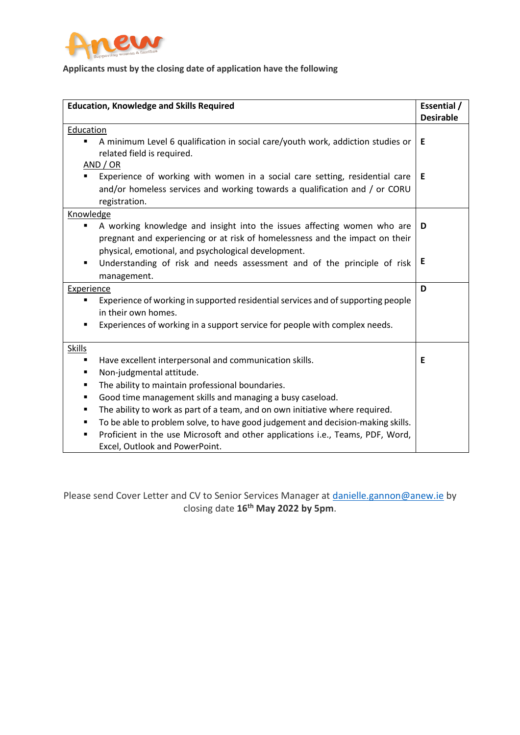**Applicants must by the closing date of application have the following**

| **Education, Knowledge and Skills Required** | **Essential / Desirable** |
|---|---|
| <u>Education</u><br>▪ A minimum Level 6 qualification in social care/youth work, addiction studies or related field is required.<br><u>AND / OR</u><br>▪ Experience of working with women in a social care setting, residential care and/or homeless services and working towards a qualification and / or CORU registration. | **E**<br><br><br>**E** |
| <u>Knowledge</u><br>▪ A working knowledge and insight into the issues affecting women who are pregnant and experiencing or at risk of homelessness and the impact on their physical, emotional, and psychological development.<br>▪ Understanding of risk and needs assessment and of the principle of risk management. | **D**<br><br><br>**E** |
| <u>Experience</u><br>▪ Experience of working in supported residential services and of supporting people in their own homes.<br>▪ Experiences of working in a support service for people with complex needs. | **D** |
| <u>Skills</u><br>▪ Have excellent interpersonal and communication skills.<br>▪ Non-judgmental attitude.<br>▪ The ability to maintain professional boundaries.<br>▪ Good time management skills and managing a busy caseload.<br>▪ The ability to work as part of a team, and on own initiative where required.<br>▪ To be able to problem solve, to have good judgement and decision-making skills.<br>▪ Proficient in the use Microsoft and other applications i.e., Teams, PDF, Word, Excel, Outlook and PowerPoint. | **E** |

Please send Cover Letter and CV to Senior Services Manager at danielle.gannon@anew.ie by closing date **16th May 2022 by 5pm**.